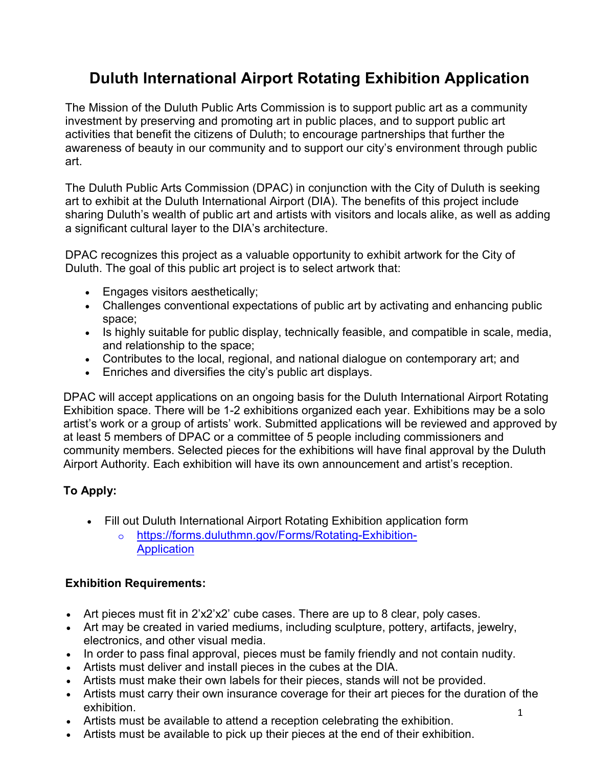# Duluth International Airport Rotating Exhibition Application

The Mission of the Duluth Public Arts Commission is to support public art as a community investment by preserving and promoting art in public places, and to support public art activities that benefit the citizens of Duluth; to encourage partnerships that further the awareness of beauty in our community and to support our city's environment through public art.

The Duluth Public Arts Commission (DPAC) in conjunction with the City of Duluth is seeking art to exhibit at the Duluth International Airport (DIA). The benefits of this project include sharing Duluth's wealth of public art and artists with visitors and locals alike, as well as adding a significant cultural layer to the DIA's architecture.

DPAC recognizes this project as a valuable opportunity to exhibit artwork for the City of Duluth. The goal of this public art project is to select artwork that:

- Engages visitors aesthetically;
- Challenges conventional expectations of public art by activating and enhancing public space;
- Is highly suitable for public display, technically feasible, and compatible in scale, media, and relationship to the space;
- Contributes to the local, regional, and national dialogue on contemporary art; and
- Enriches and diversifies the city's public art displays.

DPAC will accept applications on an ongoing basis for the Duluth International Airport Rotating Exhibition space. There will be 1-2 exhibitions organized each year. Exhibitions may be a solo artist's work or a group of artists' work. Submitted applications will be reviewed and approved by at least 5 members of DPAC or a committee of 5 people including commissioners and community members. Selected pieces for the exhibitions will have final approval by the Duluth Airport Authority. Each exhibition will have its own announcement and artist's reception.

**To Apply:**

- Fill out Duluth International Airport Rotating Exhibition application form
  - https://forms.duluthmn.gov/Forms/Rotating-Exhibition-Application

**Exhibition Requirements:**

- Art pieces must fit in 2'x2'x2' cube cases. There are up to 8 clear, poly cases.
- Art may be created in varied mediums, including sculpture, pottery, artifacts, jewelry, electronics, and other visual media.
- In order to pass final approval, pieces must be family friendly and not contain nudity.
- Artists must deliver and install pieces in the cubes at the DIA.
- Artists must make their own labels for their pieces, stands will not be provided.
- Artists must carry their own insurance coverage for their art pieces for the duration of the exhibition.
- Artists must be available to attend a reception celebrating the exhibition.
- Artists must be available to pick up their pieces at the end of their exhibition.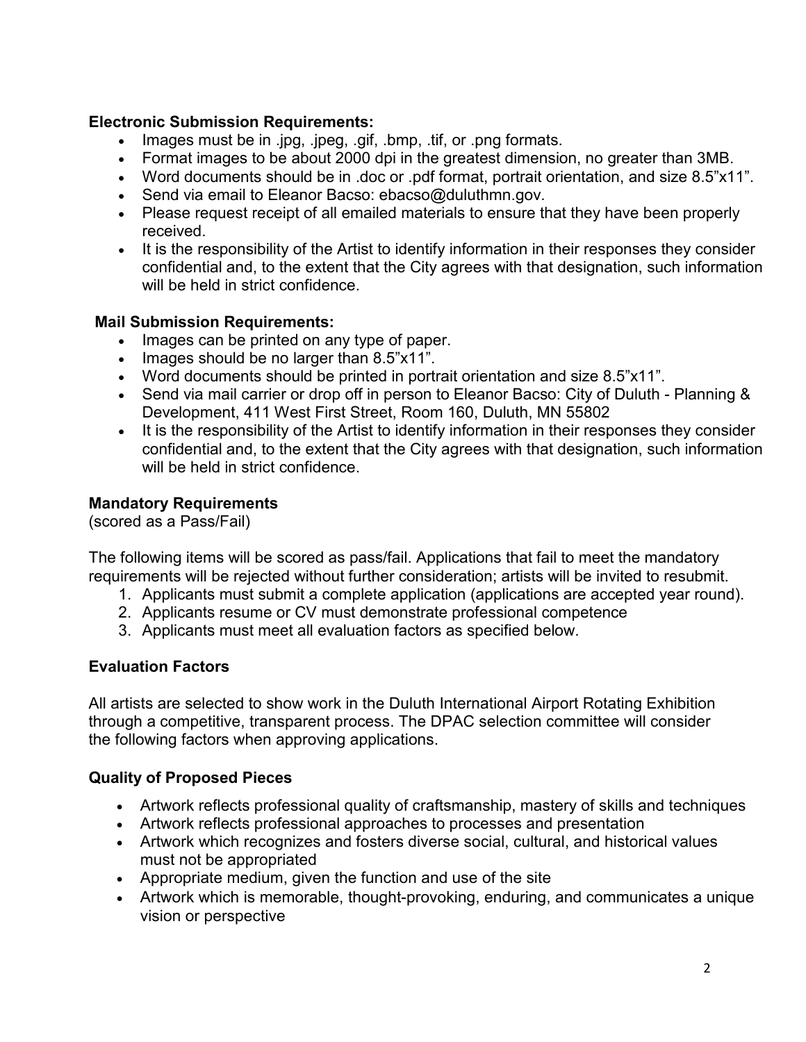**Electronic Submission Requirements:**

- Images must be in .jpg, .jpeg, .gif, .bmp, .tif, or .png formats.
- Format images to be about 2000 dpi in the greatest dimension, no greater than 3MB.
- Word documents should be in .doc or .pdf format, portrait orientation, and size 8.5”x11”.
- Send via email to Eleanor Bacso: ebacso@duluthmn.gov.
- Please request receipt of all emailed materials to ensure that they have been properly received.
- It is the responsibility of the Artist to identify information in their responses they consider confidential and, to the extent that the City agrees with that designation, such information will be held in strict confidence.

**Mail Submission Requirements:**

- Images can be printed on any type of paper.
- Images should be no larger than 8.5”x11”.
- Word documents should be printed in portrait orientation and size 8.5”x11”.
- Send via mail carrier or drop off in person to Eleanor Bacso: City of Duluth - Planning & Development, 411 West First Street, Room 160, Duluth, MN 55802
- It is the responsibility of the Artist to identify information in their responses they consider confidential and, to the extent that the City agrees with that designation, such information will be held in strict confidence.

**Mandatory Requirements**
(scored as a Pass/Fail)

The following items will be scored as pass/fail. Applications that fail to meet the mandatory requirements will be rejected without further consideration; artists will be invited to resubmit.

1. Applicants must submit a complete application (applications are accepted year round).
2. Applicants resume or CV must demonstrate professional competence
3. Applicants must meet all evaluation factors as specified below.

**Evaluation Factors**

All artists are selected to show work in the Duluth International Airport Rotating Exhibition through a competitive, transparent process. The DPAC selection committee will consider the following factors when approving applications.

**Quality of Proposed Pieces**

- Artwork reflects professional quality of craftsmanship, mastery of skills and techniques
- Artwork reflects professional approaches to processes and presentation
- Artwork which recognizes and fosters diverse social, cultural, and historical values must not be appropriated
- Appropriate medium, given the function and use of the site
- Artwork which is memorable, thought-provoking, enduring, and communicates a unique vision or perspective